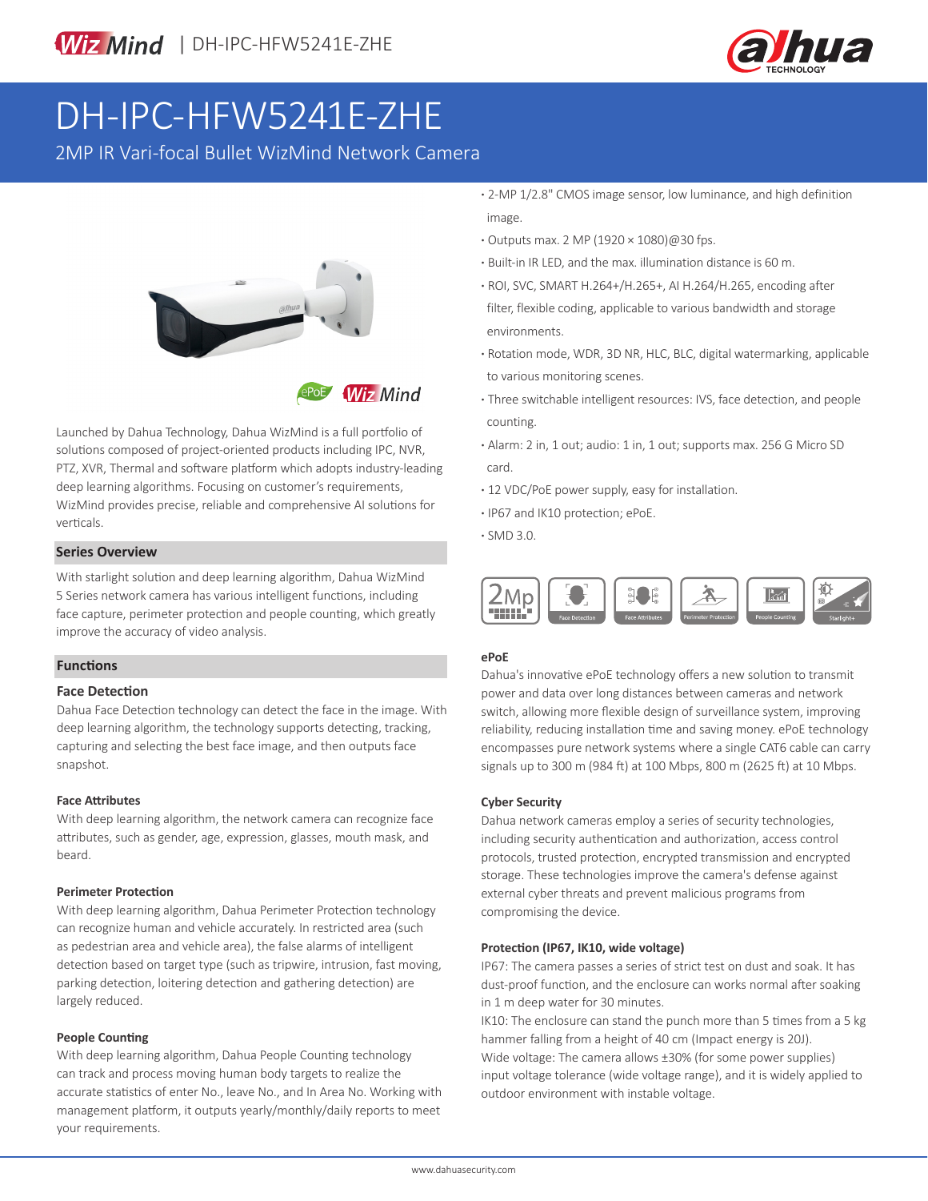# DH-IPC-HFW5241E-ZHE

2MP IR Vari-focal Bullet WizMind Network Camera

- 2-MP 1/2.8" CMOS image sensor, low luminance, and high definition image.
- Outputs max. 2 MP (1920 × 1080)@30 fps.
- Built-in IR LED, and the max. illumination distance is 60 m.
- ROI, SVC, SMART H.264+/H.265+, AI H.264/H.265, encoding after filter, flexible coding, applicable to various bandwidth and storage environments.
- Rotation mode, WDR, 3D NR, HLC, BLC, digital watermarking, applicable to various monitoring scenes.
- Three switchable intelligent resources: IVS, face detection, and people counting.
- Alarm: 2 in, 1 out; audio: 1 in, 1 out; supports max. 256 G Micro SD card.
- 12 VDC/PoE power supply, easy for installation.
- IP67 and IK10 protection; ePoE.
- SMD 3.0.

Launched by Dahua Technology, Dahua WizMind is a full portfolio of solutions composed of project-oriented products including IPC, NVR, PTZ, XVR, Thermal and software platform which adopts industry-leading deep learning algorithms. Focusing on customer's requirements, WizMind provides precise, reliable and comprehensive AI solutions for verticals.

## Series Overview

With starlight solution and deep learning algorithm, Dahua WizMind 5 Series network camera has various intelligent functions, including face capture, perimeter protection and people counting, which greatly improve the accuracy of video analysis.

## Functions

### Face Detection

Dahua Face Detection technology can detect the face in the image. With deep learning algorithm, the technology supports detecting, tracking, capturing and selecting the best face image, and then outputs face snapshot.

### Face Attributes

With deep learning algorithm, the network camera can recognize face attributes, such as gender, age, expression, glasses, mouth mask, and beard.

### Perimeter Protection

With deep learning algorithm, Dahua Perimeter Protection technology can recognize human and vehicle accurately. In restricted area (such as pedestrian area and vehicle area), the false alarms of intelligent detection based on target type (such as tripwire, intrusion, fast moving, parking detection, loitering detection and gathering detection) are largely reduced.

### People Counting

With deep learning algorithm, Dahua People Counting technology can track and process moving human body targets to realize the accurate statistics of enter No., leave No., and In Area No. Working with management platform, it outputs yearly/monthly/daily reports to meet your requirements.

### ePoE

Dahua's innovative ePoE technology offers a new solution to transmit power and data over long distances between cameras and network switch, allowing more flexible design of surveillance system, improving reliability, reducing installation time and saving money. ePoE technology encompasses pure network systems where a single CAT6 cable can carry signals up to 300 m (984 ft) at 100 Mbps, 800 m (2625 ft) at 10 Mbps.

### Cyber Security

Dahua network cameras employ a series of security technologies, including security authentication and authorization, access control protocols, trusted protection, encrypted transmission and encrypted storage. These technologies improve the camera's defense against external cyber threats and prevent malicious programs from compromising the device.

### Protection (IP67, IK10, wide voltage)

IP67: The camera passes a series of strict test on dust and soak. It has dust-proof function, and the enclosure can works normal after soaking in 1 m deep water for 30 minutes.

IK10: The enclosure can stand the punch more than 5 times from a 5 kg hammer falling from a height of 40 cm (Impact energy is 20J).

Wide voltage: The camera allows ±30% (for some power supplies) input voltage tolerance (wide voltage range), and it is widely applied to outdoor environment with instable voltage.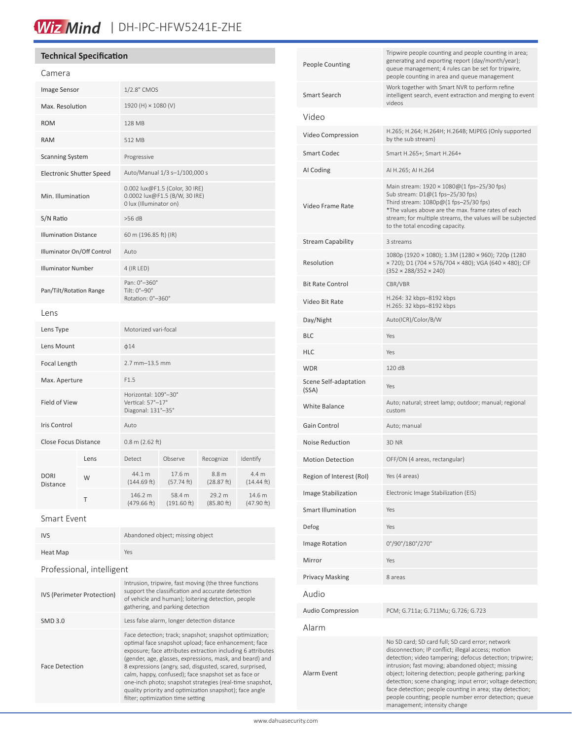## Technical Specification

### Camera

| | |
|---|---|
| Image Sensor | 1/2.8" CMOS |
| Max. Resolution | 1920 (H) × 1080 (V) |
| ROM | 128 MB |
| RAM | 512 MB |
| Scanning System | Progressive |
| Electronic Shutter Speed | Auto/Manual 1/3 s–1/100,000 s |
| Min. Illumination | 0.002 lux@F1.5 (Color, 30 IRE)<br>0.0002 lux@F1.5 (B/W, 30 IRE)<br>0 lux (Illuminator on) |
| S/N Ratio | >56 dB |
| Illumination Distance | 60 m (196.85 ft) (IR) |
| Illuminator On/Off Control | Auto |
| Illuminator Number | 4 (IR LED) |
| Pan/Tilt/Rotation Range | Pan: 0°–360°<br>Tilt: 0°–90°<br>Rotation: 0°–360° |

### Lens

| | |
|---|---|
| Lens Type | Motorized vari-focal |
| Lens Mount | ϕ14 |
| Focal Length | 2.7 mm–13.5 mm |
| Max. Aperture | F1.5 |
| Field of View | Horizontal: 109°–30°<br>Vertical: 57°–17°<br>Diagonal: 131°–35° |
| Iris Control | Auto |
| Close Focus Distance | 0.8 m (2.62 ft) |

| DORI Distance | Lens | Detect | Observe | Recognize | Identify |
|---|---|---|---|---|---|
| | W | 44.1 m (144.69 ft) | 17.6 m (57.74 ft) | 8.8 m (28.87 ft) | 4.4 m (14.44 ft) |
| | T | 146.2 m (479.66 ft) | 58.4 m (191.60 ft) | 29.2 m (85.80 ft) | 14.6 m (47.90 ft) |

### Smart Event

| | |
|---|---|
| IVS | Abandoned object; missing object |
| Heat Map | Yes |

### Professional, intelligent

| | |
|---|---|
| IVS (Perimeter Protection) | Intrusion, tripwire, fast moving (the three functions support the classification and accurate detection of vehicle and human); loitering detection, people gathering, and parking detection |
| SMD 3.0 | Less false alarm, longer detection distance |
| Face Detection | Face detection; track; snapshot; snapshot optimization; optimal face snapshot upload; face enhancement; face exposure; face attributes extraction including 6 attributes (gender, age, glasses, expressions, mask, and beard) and 8 expressions (angry, sad, disgusted, scared, surprised, calm, happy, confused); face snapshot set as face or one-inch photo; snapshot strategies (real-time snapshot, quality priority and optimization snapshot); face angle filter; optimization time setting |
| People Counting | Tripwire people counting and people counting in area; generating and exporting report (day/month/year); queue management; 4 rules can be set for tripwire, people counting in area and queue management |
| Smart Search | Work together with Smart NVR to perform refine intelligent search, event extraction and merging to event videos |

### Video

| | |
|---|---|
| Video Compression | H.265; H.264; H.264H; H.264B; MJPEG (Only supported by the sub stream) |
| Smart Codec | Smart H.265+; Smart H.264+ |
| AI Coding | AI H.265; AI H.264 |
| Video Frame Rate | Main stream: 1920 × 1080@(1 fps–25/30 fps)<br>Sub stream: D1@(1 fps–25/30 fps)<br>Third stream: 1080p@(1 fps–25/30 fps)<br>*The values above are the max. frame rates of each stream; for multiple streams, the values will be subjected to the total encoding capacity. |
| Stream Capability | 3 streams |
| Resolution | 1080p (1920 × 1080); 1.3M (1280 × 960); 720p (1280 × 720); D1 (704 × 576/704 × 480); VGA (640 × 480); CIF (352 × 288/352 × 240) |
| Bit Rate Control | CBR/VBR |
| Video Bit Rate | H.264: 32 kbps–8192 kbps<br>H.265: 32 kbps–8192 kbps |
| Day/Night | Auto(ICR)/Color/B/W |
| BLC | Yes |
| HLC | Yes |
| WDR | 120 dB |
| Scene Self-adaptation (SSA) | Yes |
| White Balance | Auto; natural; street lamp; outdoor; manual; regional custom |
| Gain Control | Auto; manual |
| Noise Reduction | 3D NR |
| Motion Detection | OFF/ON (4 areas, rectangular) |
| Region of Interest (RoI) | Yes (4 areas) |
| Image Stabilization | Electronic Image Stabilization (EIS) |
| Smart Illumination | Yes |
| Defog | Yes |
| Image Rotation | 0°/90°/180°/270° |
| Mirror | Yes |
| Privacy Masking | 8 areas |

### Audio

| | |
|---|---|
| Audio Compression | PCM; G.711a; G.711Mu; G.726; G.723 |

### Alarm

| | |
|---|---|
| Alarm Event | No SD card; SD card full; SD card error; network disconnection; IP conflict; illegal access; motion detection; video tampering; defocus detection; tripwire; intrusion; fast moving; abandoned object; missing object; loitering detection; people gathering; parking detection; scene changing; input error; voltage detection; face detection; people counting in area; stay detection; people counting; people number error detection; queue management; intensity change |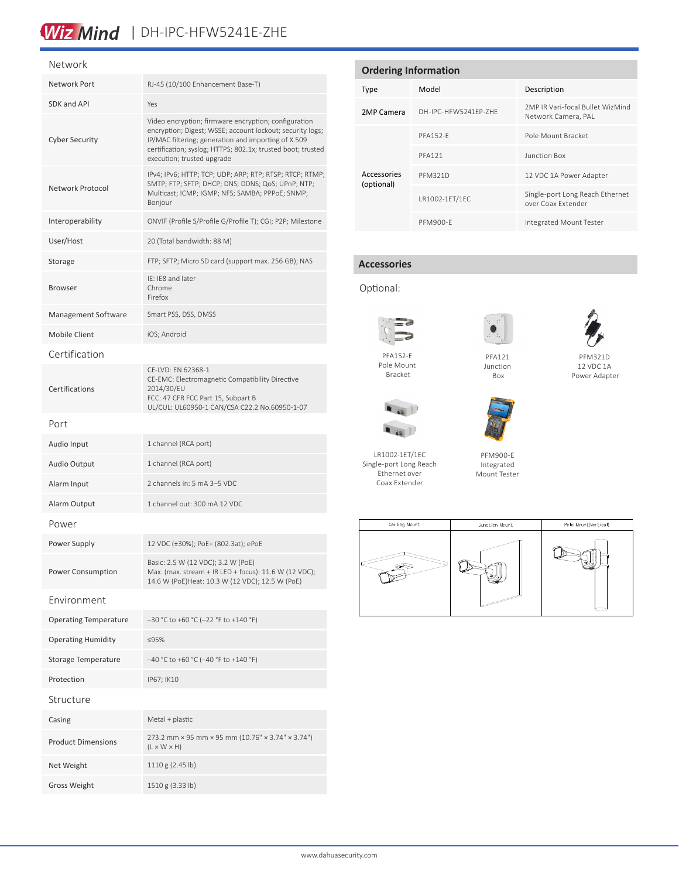# WizMind | DH-IPC-HFW5241E-ZHE

## Network

| | |
|---|---|
| Network Port | RJ-45 (10/100 Enhancement Base-T) |
| SDK and API | Yes |
| Cyber Security | Video encryption; firmware encryption; configuration encryption; Digest; WSSE; account lockout; security logs; IP/MAC filtering; generation and importing of X.509 certification; syslog; HTTPS; 802.1x; trusted boot; trusted execution; trusted upgrade |
| Network Protocol | IPv4; IPv6; HTTP; TCP; UDP; ARP; RTP; RTSP; RTCP; RTMP; SMTP; FTP; SFTP; DHCP; DNS; DDNS; QoS; UPnP; NTP; Multicast; ICMP; IGMP; NFS; SAMBA; PPPoE; SNMP; Bonjour |
| Interoperability | ONVIF (Profile S/Profile G/Profile T); CGI; P2P; Milestone |
| User/Host | 20 (Total bandwidth: 88 M) |
| Storage | FTP; SFTP; Micro SD card (support max. 256 GB); NAS |
| Browser | IE: IE8 and later<br>Chrome<br>Firefox |
| Management Software | Smart PSS, DSS, DMSS |
| Mobile Client | iOS; Android |

## Certification

| | |
|---|---|
| Certifications | CE-LVD: EN 62368-1<br>CE-EMC: Electromagnetic Compatibility Directive 2014/30/EU<br>FCC: 47 CFR FCC Part 15, Subpart B<br>UL/CUL: UL60950-1 CAN/CSA C22.2 No.60950-1-07 |

## Port

| | |
|---|---|
| Audio Input | 1 channel (RCA port) |
| Audio Output | 1 channel (RCA port) |
| Alarm Input | 2 channels in: 5 mA 3–5 VDC |
| Alarm Output | 1 channel out: 300 mA 12 VDC |

## Power

| | |
|---|---|
| Power Supply | 12 VDC (±30%); PoE+ (802.3at); ePoE |
| Power Consumption | Basic: 2.5 W (12 VDC); 3.2 W (PoE)<br>Max. (max. stream + IR LED + focus): 11.6 W (12 VDC); 14.6 W (PoE)Heat: 10.3 W (12 VDC); 12.5 W (PoE) |

## Environment

| | |
|---|---|
| Operating Temperature | –30 °C to +60 °C (–22 °F to +140 °F) |
| Operating Humidity | ≤95% |
| Storage Temperature | –40 °C to +60 °C (–40 °F to +140 °F) |
| Protection | IP67; IK10 |

## Structure

| | |
|---|---|
| Casing | Metal + plastic |
| Product Dimensions | 273.2 mm × 95 mm × 95 mm (10.76" × 3.74" × 3.74") (L × W × H) |
| Net Weight | 1110 g (2.45 lb) |
| Gross Weight | 1510 g (3.33 lb) |

## Ordering Information

| Type | Model | Description |
|---|---|---|
| 2MP Camera | DH-IPC-HFW5241EP-ZHE | 2MP IR Vari-focal Bullet WizMind Network Camera, PAL |
| Accessories (optional) | PFA152-E | Pole Mount Bracket |
| | PFA121 | Junction Box |
| | PFM321D | 12 VDC 1A Power Adapter |
| | LR1002-1ET/1EC | Single-port Long Reach Ethernet over Coax Extender |
| | PFM900-E | Integrated Mount Tester |

## Accessories

Optional:

PFA152-E Pole Mount Bracket

PFA121 Junction Box

PFM321D 12 VDC 1A Power Adapter

LR1002-1ET/1EC Single-port Long Reach Ethernet over Coax Extender

PFM900-E Integrated Mount Tester

| Ceiling Mount | Junction Mount | Pole Mount(Vertical) |
|---|---|---|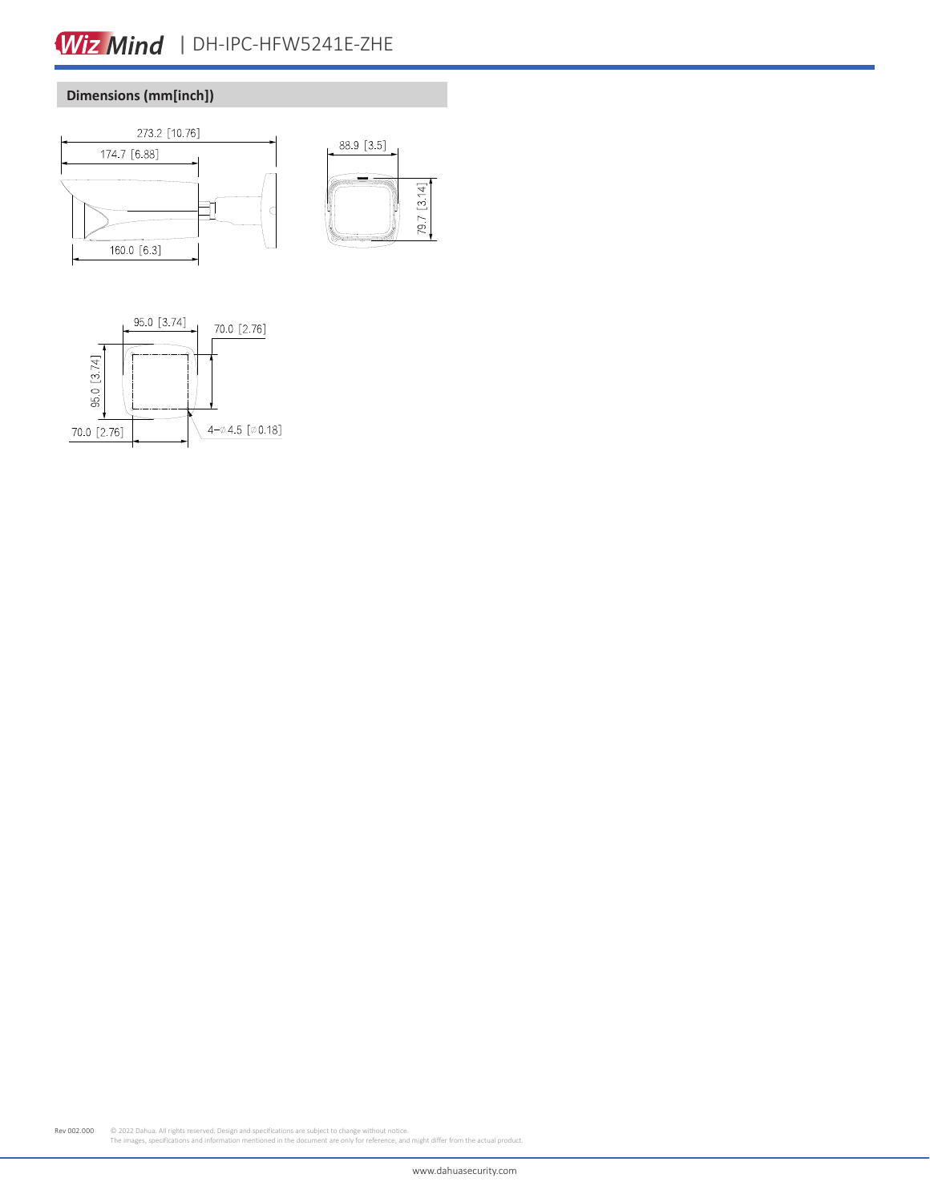## Dimensions (mm[inch])

273.2 [10.76]

174.7 [6.88]

160.0 [6.3]

88.9 [3.5]

79.7 [3.14]

95.0 [3.74]

70.0 [2.76]

95.0 [3.74]

70.0 [2.76]

4-⌀4.5 [⌀0.18]

Rev 002.000 © 2022 Dahua. All rights reserved. Design and specifications are subject to change without notice.
The images, specifications and information mentioned in the document are only for reference, and might differ from the actual product.

www.dahuasecurity.com